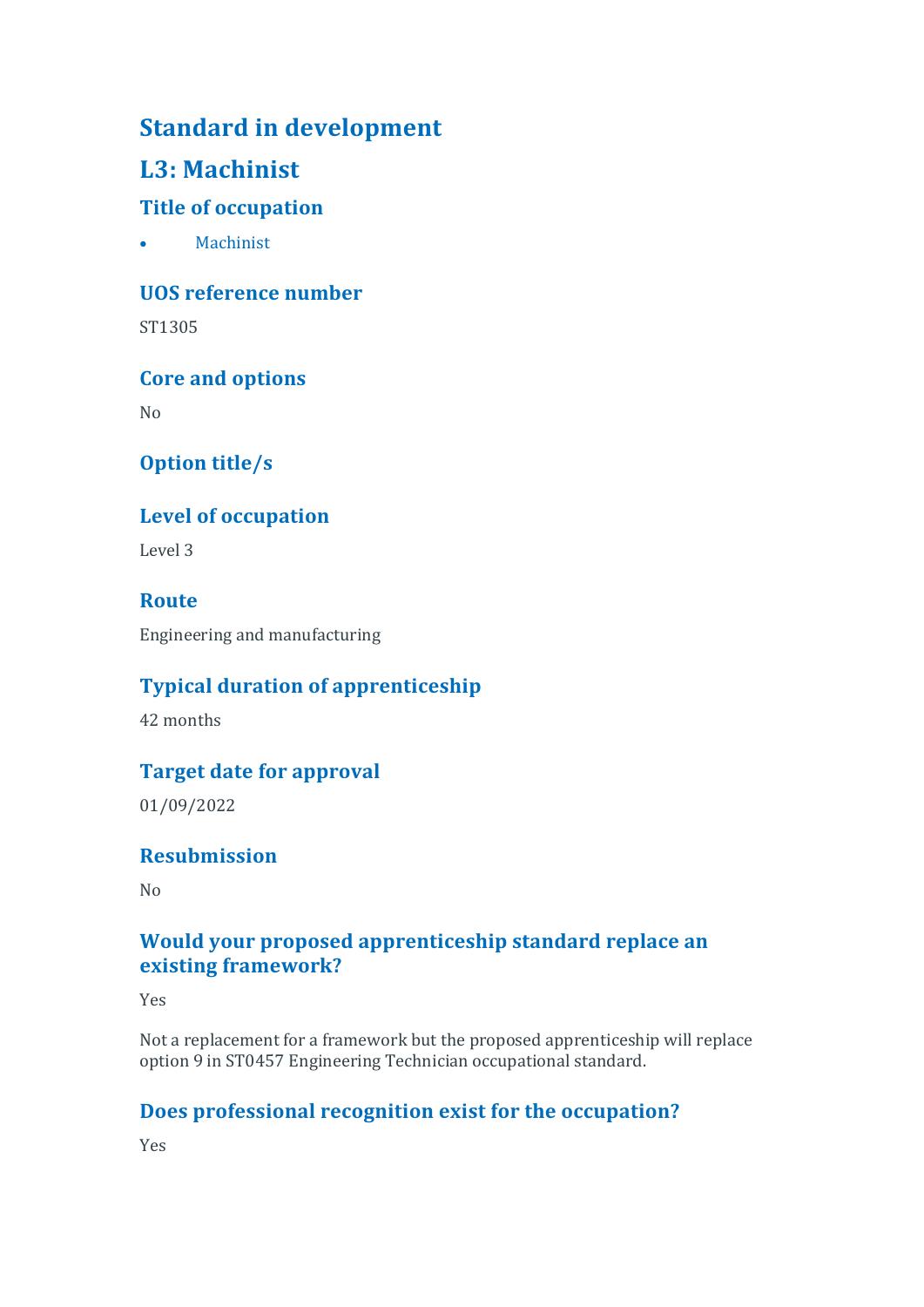# Standard in development

## L3: Machinist

### Title of occupation

- Machinist

### UOS reference number

ST1305

### Core and options

No

### Option title/s

### Level of occupation

Level 3

### Route

Engineering and manufacturing

### Typical duration of apprenticeship

42 months

### Target date for approval

01/09/2022

### Resubmission

No

### Would your proposed apprenticeship standard replace an existing framework?

Yes

Not a replacement for a framework but the proposed apprenticeship will replace option 9 in ST0457 Engineering Technician occupational standard.

### Does professional recognition exist for the occupation?

Yes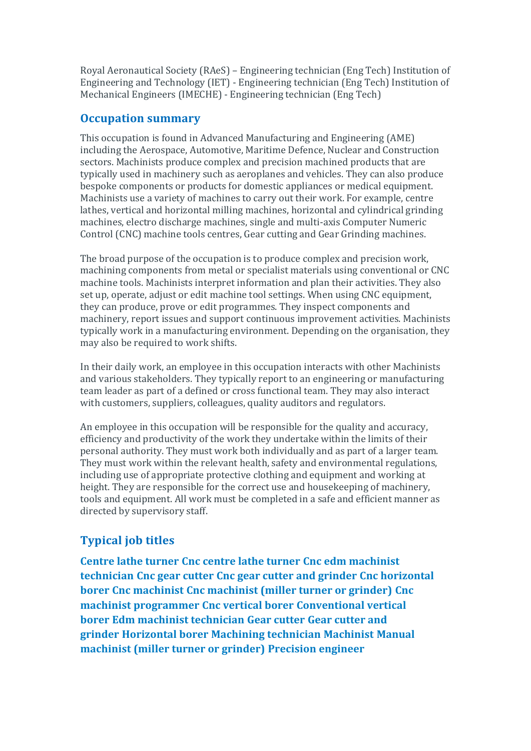Royal Aeronautical Society (RAeS) – Engineering technician (Eng Tech) Institution of Engineering and Technology (IET) - Engineering technician (Eng Tech) Institution of Mechanical Engineers (IMECHE) - Engineering technician (Eng Tech)

## Occupation summary

This occupation is found in Advanced Manufacturing and Engineering (AME) including the Aerospace, Automotive, Maritime Defence, Nuclear and Construction sectors. Machinists produce complex and precision machined products that are typically used in machinery such as aeroplanes and vehicles. They can also produce bespoke components or products for domestic appliances or medical equipment. Machinists use a variety of machines to carry out their work. For example, centre lathes, vertical and horizontal milling machines, horizontal and cylindrical grinding machines, electro discharge machines, single and multi-axis Computer Numeric Control (CNC) machine tools centres, Gear cutting and Gear Grinding machines.

The broad purpose of the occupation is to produce complex and precision work, machining components from metal or specialist materials using conventional or CNC machine tools. Machinists interpret information and plan their activities. They also set up, operate, adjust or edit machine tool settings. When using CNC equipment, they can produce, prove or edit programmes. They inspect components and machinery, report issues and support continuous improvement activities. Machinists typically work in a manufacturing environment. Depending on the organisation, they may also be required to work shifts.

In their daily work, an employee in this occupation interacts with other Machinists and various stakeholders. They typically report to an engineering or manufacturing team leader as part of a defined or cross functional team. They may also interact with customers, suppliers, colleagues, quality auditors and regulators.

An employee in this occupation will be responsible for the quality and accuracy, efficiency and productivity of the work they undertake within the limits of their personal authority. They must work both individually and as part of a larger team. They must work within the relevant health, safety and environmental regulations, including use of appropriate protective clothing and equipment and working at height. They are responsible for the correct use and housekeeping of machinery, tools and equipment. All work must be completed in a safe and efficient manner as directed by supervisory staff.

## Typical job titles

**Centre lathe turner Cnc centre lathe turner Cnc edm machinist technician Cnc gear cutter Cnc gear cutter and grinder Cnc horizontal borer Cnc machinist Cnc machinist (miller turner or grinder) Cnc machinist programmer Cnc vertical borer Conventional vertical borer Edm machinist technician Gear cutter Gear cutter and grinder Horizontal borer Machining technician Machinist Manual machinist (miller turner or grinder) Precision engineer**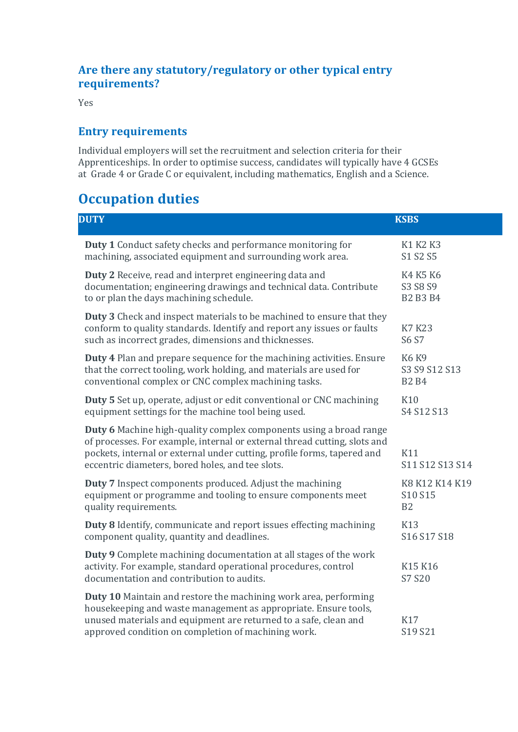### Are there any statutory/regulatory or other typical entry requirements?

Yes

### Entry requirements

Individual employers will set the recruitment and selection criteria for their Apprenticeships. In order to optimise success, candidates will typically have 4 GCSEs at Grade 4 or Grade C or equivalent, including mathematics, English and a Science.

## Occupation duties

| DUTY | KSBS |
| --- | --- |
| **Duty 1** Conduct safety checks and performance monitoring for machining, associated equipment and surrounding work area. | K1 K2 K3<br>S1 S2 S5 |
| **Duty 2** Receive, read and interpret engineering data and documentation; engineering drawings and technical data. Contribute to or plan the days machining schedule. | K4 K5 K6<br>S3 S8 S9<br>B2 B3 B4 |
| **Duty 3** Check and inspect materials to be machined to ensure that they conform to quality standards. Identify and report any issues or faults such as incorrect grades, dimensions and thicknesses. | K7 K23<br>S6 S7 |
| **Duty 4** Plan and prepare sequence for the machining activities. Ensure that the correct tooling, work holding, and materials are used for conventional complex or CNC complex machining tasks. | K6 K9<br>S3 S9 S12 S13<br>B2 B4 |
| **Duty 5** Set up, operate, adjust or edit conventional or CNC machining equipment settings for the machine tool being used. | K10<br>S4 S12 S13 |
| **Duty 6** Machine high-quality complex components using a broad range of processes. For example, internal or external thread cutting, slots and pockets, internal or external under cutting, profile forms, tapered and eccentric diameters, bored holes, and tee slots. | K11<br>S11 S12 S13 S14 |
| **Duty 7** Inspect components produced. Adjust the machining equipment or programme and tooling to ensure components meet quality requirements. | K8 K12 K14 K19<br>S10 S15<br>B2 |
| **Duty 8** Identify, communicate and report issues effecting machining component quality, quantity and deadlines. | K13<br>S16 S17 S18 |
| **Duty 9** Complete machining documentation at all stages of the work activity. For example, standard operational procedures, control documentation and contribution to audits. | K15 K16<br>S7 S20 |
| **Duty 10** Maintain and restore the machining work area, performing housekeeping and waste management as appropriate. Ensure tools, unused materials and equipment are returned to a safe, clean and approved condition on completion of machining work. | K17<br>S19 S21 |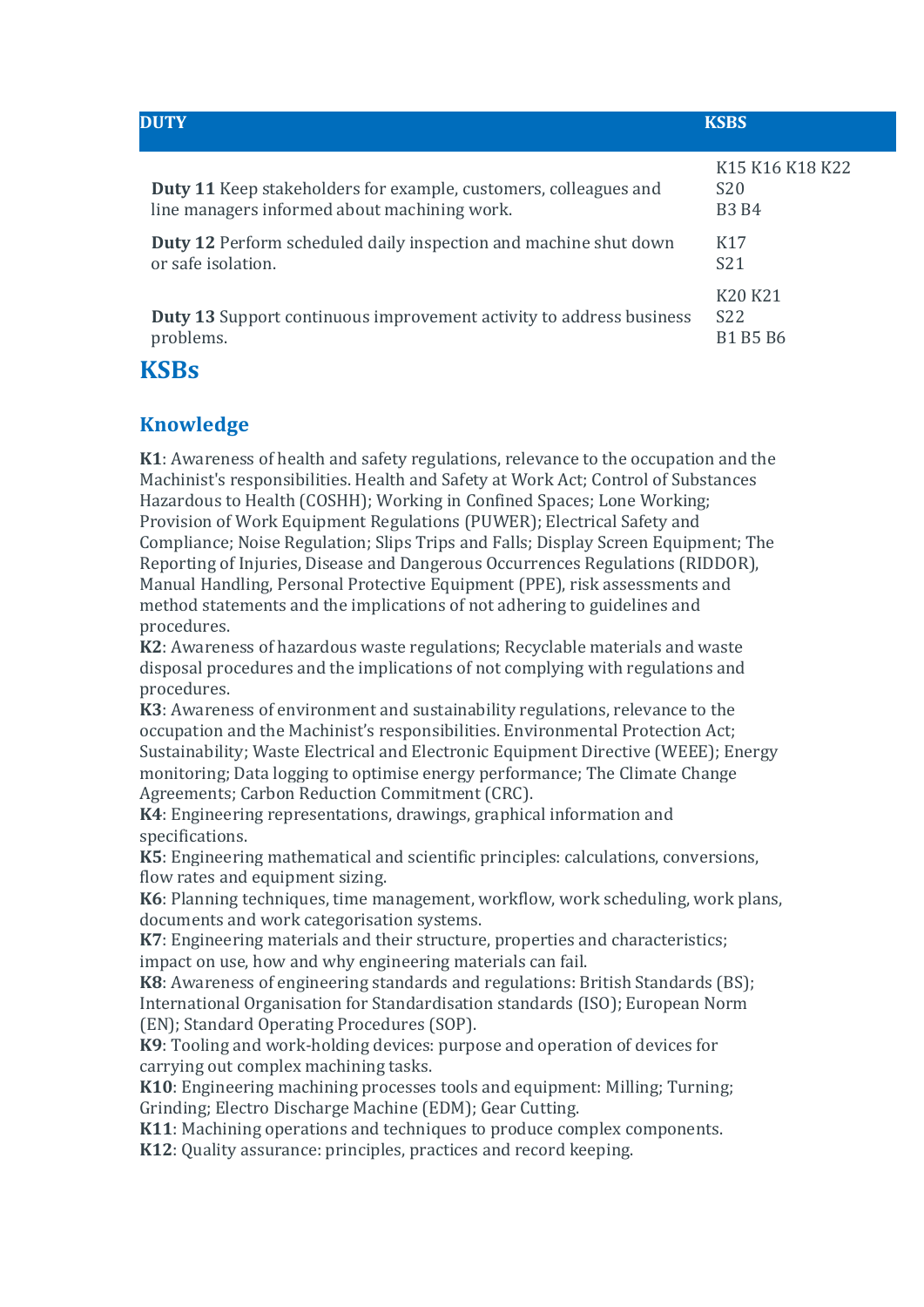| DUTY | KSBS |
|---|---|
| **Duty 11** Keep stakeholders for example, customers, colleagues and line managers informed about machining work. | K15 K16 K18 K22<br>S20<br>B3 B4 |
| **Duty 12** Perform scheduled daily inspection and machine shut down or safe isolation. | K17<br>S21 |
| **Duty 13** Support continuous improvement activity to address business problems. | K20 K21<br>S22<br>B1 B5 B6 |

## KSBs

### Knowledge

**K1**: Awareness of health and safety regulations, relevance to the occupation and the Machinist's responsibilities. Health and Safety at Work Act; Control of Substances Hazardous to Health (COSHH); Working in Confined Spaces; Lone Working; Provision of Work Equipment Regulations (PUWER); Electrical Safety and Compliance; Noise Regulation; Slips Trips and Falls; Display Screen Equipment; The Reporting of Injuries, Disease and Dangerous Occurrences Regulations (RIDDOR), Manual Handling, Personal Protective Equipment (PPE), risk assessments and method statements and the implications of not adhering to guidelines and procedures.
**K2**: Awareness of hazardous waste regulations; Recyclable materials and waste disposal procedures and the implications of not complying with regulations and procedures.
**K3**: Awareness of environment and sustainability regulations, relevance to the occupation and the Machinist's responsibilities. Environmental Protection Act; Sustainability; Waste Electrical and Electronic Equipment Directive (WEEE); Energy monitoring; Data logging to optimise energy performance; The Climate Change Agreements; Carbon Reduction Commitment (CRC).
**K4**: Engineering representations, drawings, graphical information and specifications.
**K5**: Engineering mathematical and scientific principles: calculations, conversions, flow rates and equipment sizing.
**K6**: Planning techniques, time management, workflow, work scheduling, work plans, documents and work categorisation systems.
**K7**: Engineering materials and their structure, properties and characteristics; impact on use, how and why engineering materials can fail.
**K8**: Awareness of engineering standards and regulations: British Standards (BS); International Organisation for Standardisation standards (ISO); European Norm (EN); Standard Operating Procedures (SOP).
**K9**: Tooling and work-holding devices: purpose and operation of devices for carrying out complex machining tasks.
**K10**: Engineering machining processes tools and equipment: Milling; Turning; Grinding; Electro Discharge Machine (EDM); Gear Cutting.
**K11**: Machining operations and techniques to produce complex components.
**K12**: Quality assurance: principles, practices and record keeping.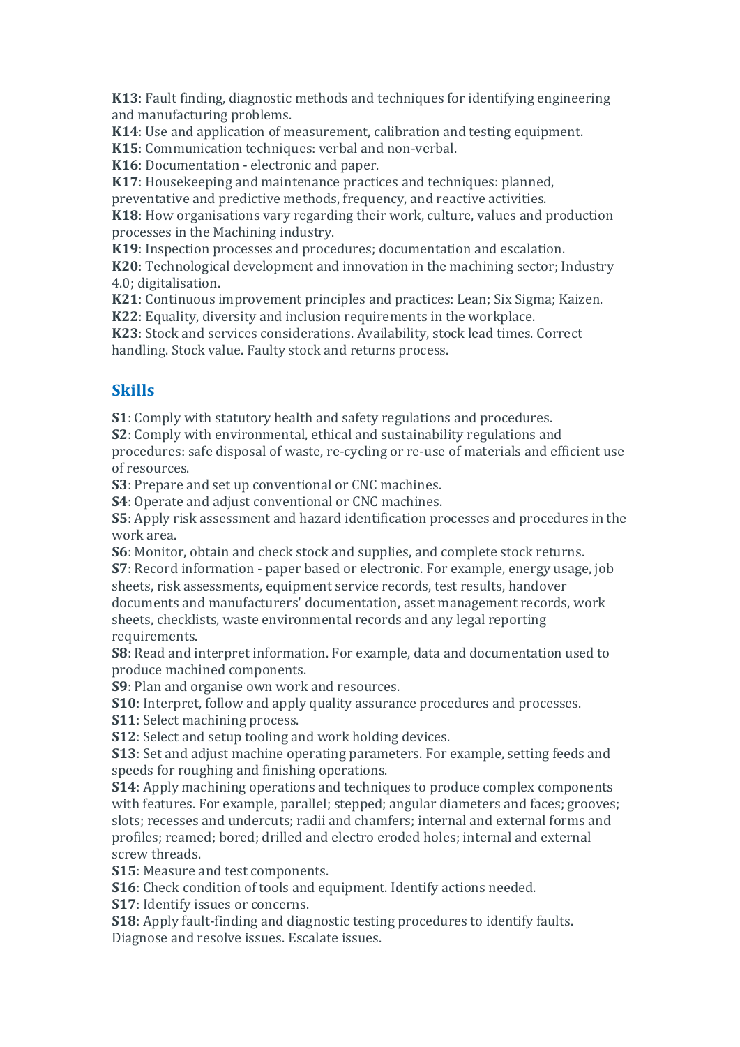**K13**: Fault finding, diagnostic methods and techniques for identifying engineering and manufacturing problems.
**K14**: Use and application of measurement, calibration and testing equipment.
**K15**: Communication techniques: verbal and non-verbal.
**K16**: Documentation - electronic and paper.
**K17**: Housekeeping and maintenance practices and techniques: planned, preventative and predictive methods, frequency, and reactive activities.
**K18**: How organisations vary regarding their work, culture, values and production processes in the Machining industry.
**K19**: Inspection processes and procedures; documentation and escalation.
**K20**: Technological development and innovation in the machining sector; Industry 4.0; digitalisation.
**K21**: Continuous improvement principles and practices: Lean; Six Sigma; Kaizen.
**K22**: Equality, diversity and inclusion requirements in the workplace.
**K23**: Stock and services considerations. Availability, stock lead times. Correct handling. Stock value. Faulty stock and returns process.

## Skills

**S1**: Comply with statutory health and safety regulations and procedures.
**S2**: Comply with environmental, ethical and sustainability regulations and procedures: safe disposal of waste, re-cycling or re-use of materials and efficient use of resources.
**S3**: Prepare and set up conventional or CNC machines.
**S4**: Operate and adjust conventional or CNC machines.
**S5**: Apply risk assessment and hazard identification processes and procedures in the work area.
**S6**: Monitor, obtain and check stock and supplies, and complete stock returns.
**S7**: Record information - paper based or electronic. For example, energy usage, job sheets, risk assessments, equipment service records, test results, handover documents and manufacturers' documentation, asset management records, work sheets, checklists, waste environmental records and any legal reporting requirements.
**S8**: Read and interpret information. For example, data and documentation used to produce machined components.
**S9**: Plan and organise own work and resources.
**S10**: Interpret, follow and apply quality assurance procedures and processes.
**S11**: Select machining process.
**S12**: Select and setup tooling and work holding devices.
**S13**: Set and adjust machine operating parameters. For example, setting feeds and speeds for roughing and finishing operations.
**S14**: Apply machining operations and techniques to produce complex components with features. For example, parallel; stepped; angular diameters and faces; grooves; slots; recesses and undercuts; radii and chamfers; internal and external forms and profiles; reamed; bored; drilled and electro eroded holes; internal and external screw threads.
**S15**: Measure and test components.
**S16**: Check condition of tools and equipment. Identify actions needed.
**S17**: Identify issues or concerns.
**S18**: Apply fault-finding and diagnostic testing procedures to identify faults. Diagnose and resolve issues. Escalate issues.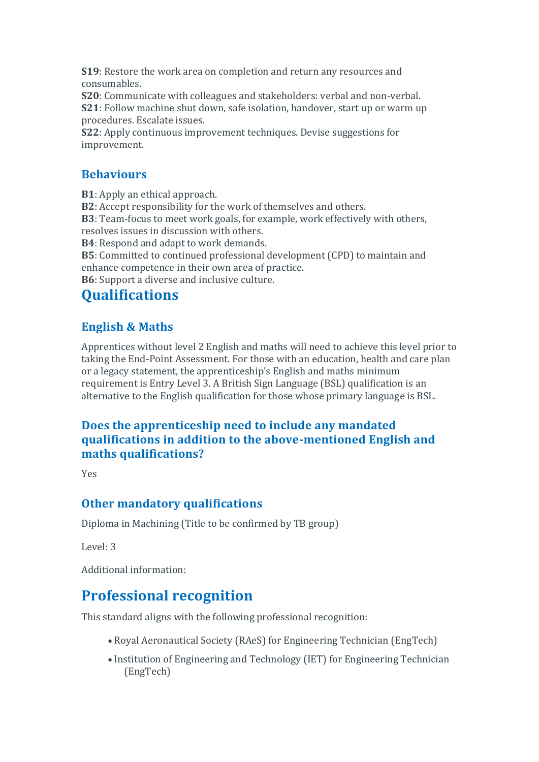**S19**: Restore the work area on completion and return any resources and consumables.  
**S20**: Communicate with colleagues and stakeholders: verbal and non-verbal.  
**S21**: Follow machine shut down, safe isolation, handover, start up or warm up procedures. Escalate issues.  
**S22**: Apply continuous improvement techniques. Devise suggestions for improvement.

### Behaviours

**B1**: Apply an ethical approach.  
**B2**: Accept responsibility for the work of themselves and others.  
**B3**: Team-focus to meet work goals, for example, work effectively with others, resolves issues in discussion with others.  
**B4**: Respond and adapt to work demands.  
**B5**: Committed to continued professional development (CPD) to maintain and enhance competence in their own area of practice.  
**B6**: Support a diverse and inclusive culture.

## Qualifications

### English & Maths

Apprentices without level 2 English and maths will need to achieve this level prior to taking the End-Point Assessment. For those with an education, health and care plan or a legacy statement, the apprenticeship's English and maths minimum requirement is Entry Level 3. A British Sign Language (BSL) qualification is an alternative to the English qualification for those whose primary language is BSL.

### Does the apprenticeship need to include any mandated qualifications in addition to the above-mentioned English and maths qualifications?

Yes

### Other mandatory qualifications

Diploma in Machining (Title to be confirmed by TB group)

Level: 3

Additional information:

## Professional recognition

This standard aligns with the following professional recognition:

- Royal Aeronautical Society (RAeS) for Engineering Technician (EngTech)
- Institution of Engineering and Technology (IET) for Engineering Technician (EngTech)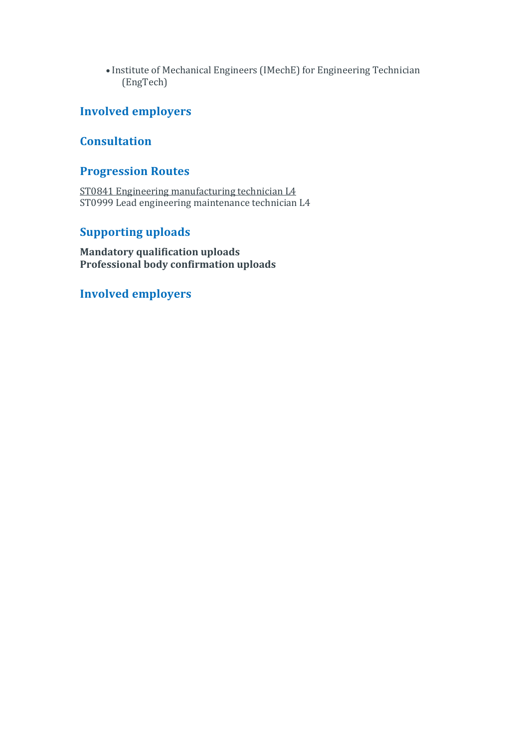- Institute of Mechanical Engineers (IMechE) for Engineering Technician (EngTech)

## Involved employers

## Consultation

## Progression Routes

ST0841 Engineering manufacturing technician L4
ST0999 Lead engineering maintenance technician L4

## Supporting uploads

**Mandatory qualification uploads**
**Professional body confirmation uploads**

## Involved employers